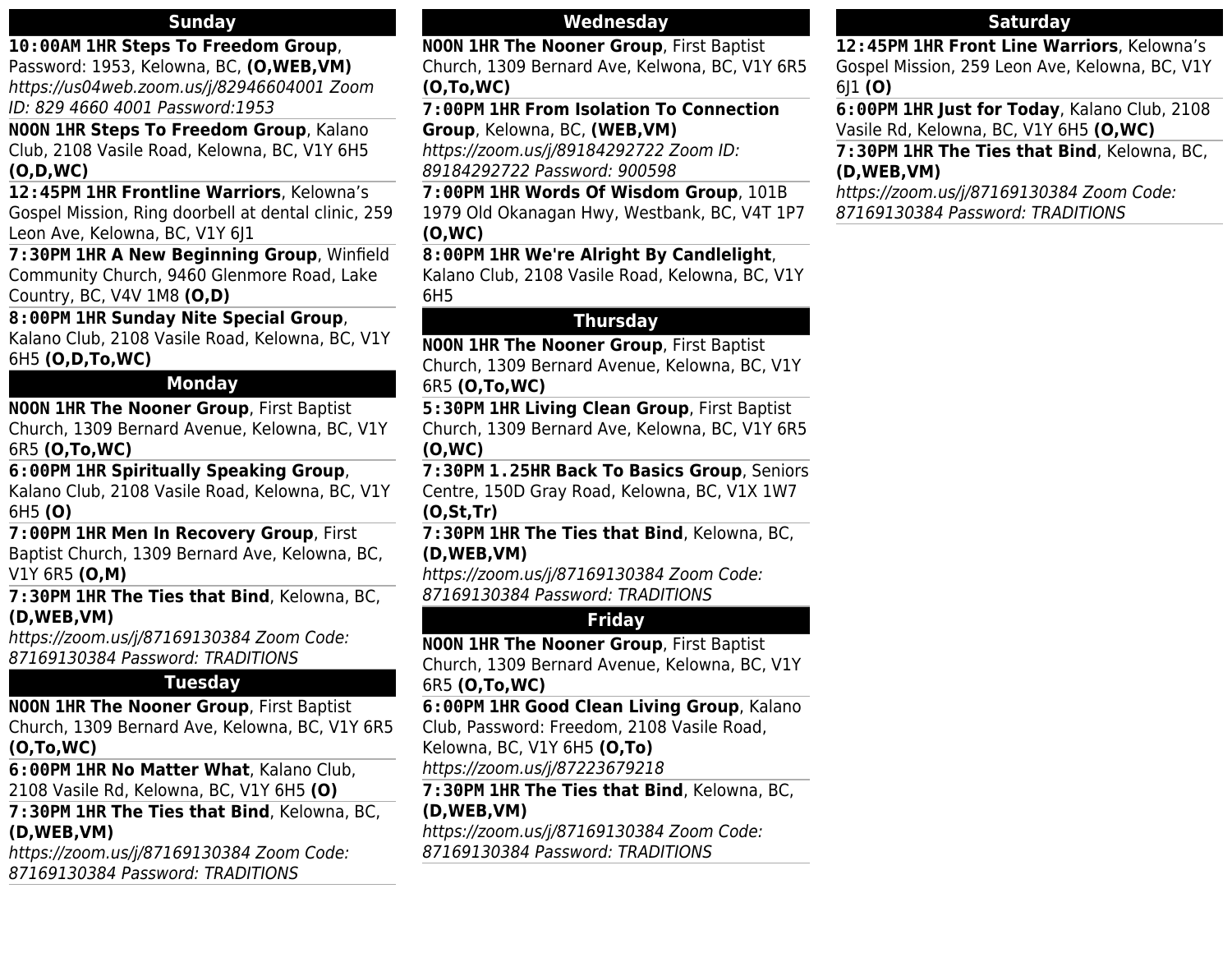## Sunday

**10:00AM 1HR Steps To Freedom Group**, Password: 1953, Kelowna, BC, **(O,WEB,VM)** *https://us04web.zoom.us/j/82946604001 Zoom ID: 829 4660 4001 Password:1953*

**NOON 1HR Steps To Freedom Group**, Kalano Club, 2108 Vasile Road, Kelowna, BC, V1Y 6H5 **(O,D,WC)**

**12:45PM 1HR Frontline Warriors**, Kelowna's Gospel Mission, Ring doorbell at dental clinic, 259 Leon Ave, Kelowna, BC, V1Y 6J1

**7:30PM 1HR A New Beginning Group**, Winfield Community Church, 9460 Glenmore Road, Lake Country, BC, V4V 1M8 **(O,D)**

**8:00PM 1HR Sunday Nite Special Group**, Kalano Club, 2108 Vasile Road, Kelowna, BC, V1Y 6H5 **(O,D,To,WC)**

## Monday

**NOON 1HR The Nooner Group**, First Baptist Church, 1309 Bernard Avenue, Kelowna, BC, V1Y 6R5 **(O,To,WC)**

**6:00PM 1HR Spiritually Speaking Group**, Kalano Club, 2108 Vasile Road, Kelowna, BC, V1Y 6H5 **(O)**

**7:00PM 1HR Men In Recovery Group**, First Baptist Church, 1309 Bernard Ave, Kelowna, BC, V1Y 6R5 **(O,M)**

**7:30PM 1HR The Ties that Bind**, Kelowna, BC, **(D,WEB,VM)** *https://zoom.us/j/87169130384 Zoom Code: 87169130384 Password: TRADITIONS*

## Tuesday

**NOON 1HR The Nooner Group**, First Baptist Church, 1309 Bernard Ave, Kelowna, BC, V1Y 6R5 **(O,To,WC)**

**6:00PM 1HR No Matter What**, Kalano Club, 2108 Vasile Rd, Kelowna, BC, V1Y 6H5 **(O)**

**7:30PM 1HR The Ties that Bind**, Kelowna, BC, **(D,WEB,VM)** *https://zoom.us/j/87169130384 Zoom Code: 87169130384 Password: TRADITIONS*

## Wednesday

**NOON 1HR The Nooner Group**, First Baptist Church, 1309 Bernard Ave, Kelwona, BC, V1Y 6R5 **(O,To,WC)**

**7:00PM 1HR From Isolation To Connection Group**, Kelowna, BC, **(WEB,VM)** *https://zoom.us/j/89184292722 Zoom ID: 89184292722 Password: 900598*

**7:00PM 1HR Words Of Wisdom Group**, 101B 1979 Old Okanagan Hwy, Westbank, BC, V4T 1P7 **(O,WC)**

**8:00PM 1HR We're Alright By Candlelight**, Kalano Club, 2108 Vasile Road, Kelowna, BC, V1Y 6H5

## Thursday

**NOON 1HR The Nooner Group**, First Baptist Church, 1309 Bernard Avenue, Kelowna, BC, V1Y 6R5 **(O,To,WC)**

**5:30PM 1HR Living Clean Group**, First Baptist Church, 1309 Bernard Ave, Kelowna, BC, V1Y 6R5 **(O,WC)**

**7:30PM 1.25HR Back To Basics Group**, Seniors Centre, 150D Gray Road, Kelowna, BC, V1X 1W7 **(O,St,Tr)**

**7:30PM 1HR The Ties that Bind**, Kelowna, BC, **(D,WEB,VM)** *https://zoom.us/j/87169130384 Zoom Code: 87169130384 Password: TRADITIONS*

## Friday

**NOON 1HR The Nooner Group**, First Baptist Church, 1309 Bernard Avenue, Kelowna, BC, V1Y 6R5 **(O,To,WC)**

**6:00PM 1HR Good Clean Living Group**, Kalano Club, Password: Freedom, 2108 Vasile Road, Kelowna, BC, V1Y 6H5 **(O,To)** *https://zoom.us/j/87223679218*

**7:30PM 1HR The Ties that Bind**, Kelowna, BC, **(D,WEB,VM)** *https://zoom.us/j/87169130384 Zoom Code: 87169130384 Password: TRADITIONS*

## Saturday

**12:45PM 1HR Front Line Warriors**, Kelowna's Gospel Mission, 259 Leon Ave, Kelowna, BC, V1Y 6J1 **(O)**

**6:00PM 1HR Just for Today**, Kalano Club, 2108 Vasile Rd, Kelowna, BC, V1Y 6H5 **(O,WC)**

**7:30PM 1HR The Ties that Bind**, Kelowna, BC, **(D,WEB,VM)** *https://zoom.us/j/87169130384 Zoom Code: 87169130384 Password: TRADITIONS*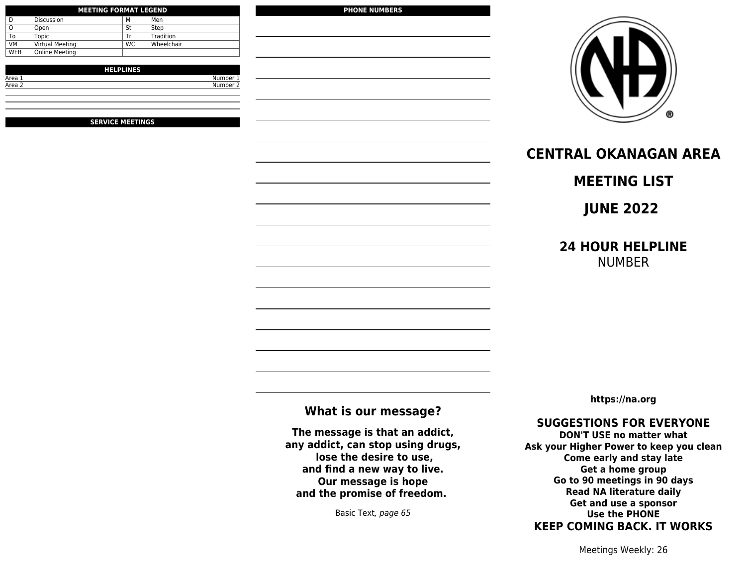## MEETING FORMAT LEGEND

| | | | |
|---|---|---|---|
| D | Discussion | M | Men |
| O | Open | St | Step |
| To | Topic | Tr | Tradition |
| VM | Virtual Meeting | WC | Wheelchair |
| WEB | Online Meeting | | |

## HELPLINES

| | |
|---|---|
| Area 1 | Number 1 |
| Area 2 | Number 2 |

## SERVICE MEETINGS

## PHONE NUMBERS

## What is our message?

**The message is that an addict, any addict, can stop using drugs, lose the desire to use, and find a new way to live. Our message is hope and the promise of freedom.**

Basic Text, *page 65*

# CENTRAL OKANAGAN AREA

# MEETING LIST

# JUNE 2022

## 24 HOUR HELPLINE

NUMBER

**https://na.org**

## SUGGESTIONS FOR EVERYONE

**DON'T USE no matter what**
**Ask your Higher Power to keep you clean**
**Come early and stay late**
**Get a home group**
**Go to 90 meetings in 90 days**
**Read NA literature daily**
**Get and use a sponsor**
**Use the PHONE**
**KEEP COMING BACK. IT WORKS**

Meetings Weekly: 26